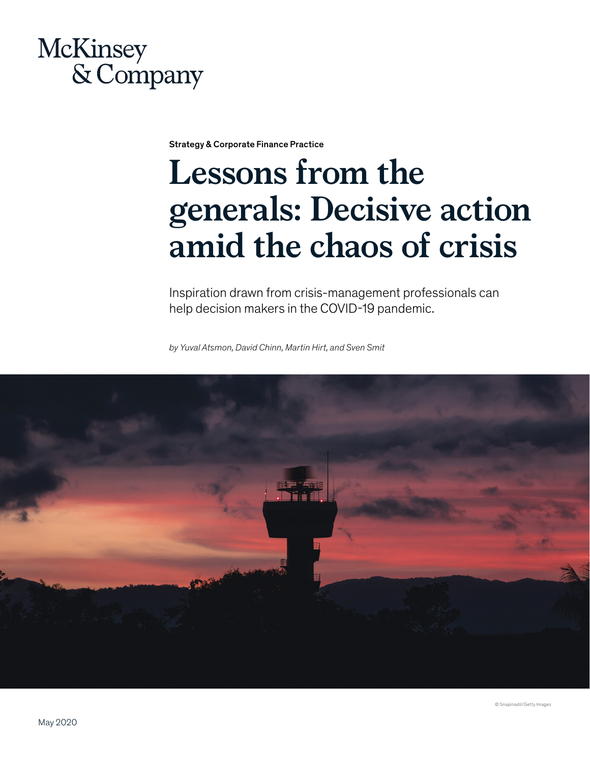McKinsey & Company

Strategy & Corporate Finance Practice

# Lessons from the generals: Decisive action amid the chaos of crisis

Inspiration drawn from crisis-management professionals can help decision makers in the COVID-19 pandemic.

*by Yuval Atsmon, David Chinn, Martin Hirt, and Sven Smit*

© Snapinadil/Getty Images

May 2020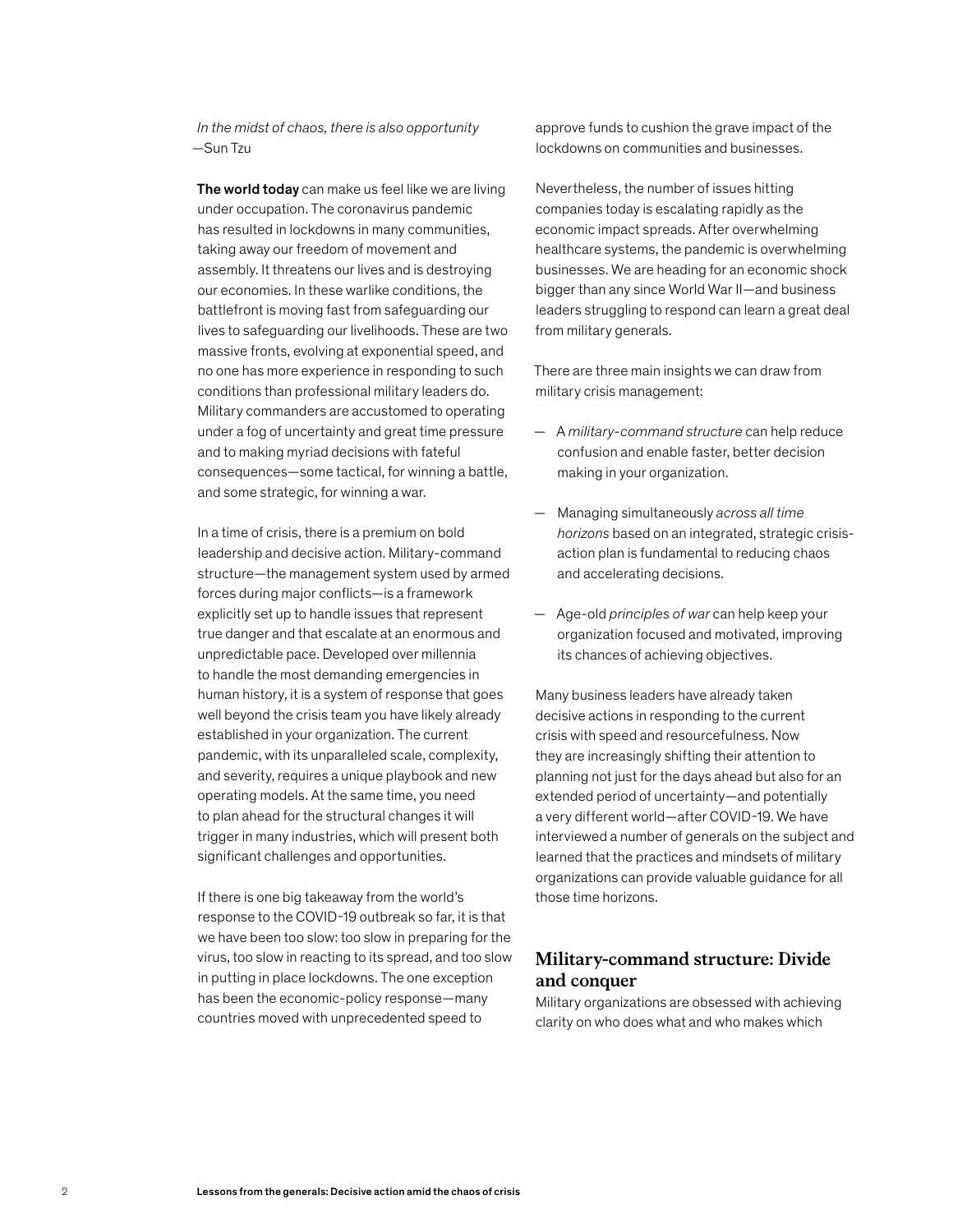*In the midst of chaos, there is also opportunity*
—Sun Tzu

**The world today** can make us feel like we are living under occupation. The coronavirus pandemic has resulted in lockdowns in many communities, taking away our freedom of movement and assembly. It threatens our lives and is destroying our economies. In these warlike conditions, the battlefront is moving fast from safeguarding our lives to safeguarding our livelihoods. These are two massive fronts, evolving at exponential speed, and no one has more experience in responding to such conditions than professional military leaders do. Military commanders are accustomed to operating under a fog of uncertainty and great time pressure and to making myriad decisions with fateful consequences—some tactical, for winning a battle, and some strategic, for winning a war.

In a time of crisis, there is a premium on bold leadership and decisive action. Military-command structure—the management system used by armed forces during major conflicts—is a framework explicitly set up to handle issues that represent true danger and that escalate at an enormous and unpredictable pace. Developed over millennia to handle the most demanding emergencies in human history, it is a system of response that goes well beyond the crisis team you have likely already established in your organization. The current pandemic, with its unparalleled scale, complexity, and severity, requires a unique playbook and new operating models. At the same time, you need to plan ahead for the structural changes it will trigger in many industries, which will present both significant challenges and opportunities.

If there is one big takeaway from the world's response to the COVID-19 outbreak so far, it is that we have been too slow: too slow in preparing for the virus, too slow in reacting to its spread, and too slow in putting in place lockdowns. The one exception has been the economic-policy response—many countries moved with unprecedented speed to approve funds to cushion the grave impact of the lockdowns on communities and businesses.

Nevertheless, the number of issues hitting companies today is escalating rapidly as the economic impact spreads. After overwhelming healthcare systems, the pandemic is overwhelming businesses. We are heading for an economic shock bigger than any since World War II—and business leaders struggling to respond can learn a great deal from military generals.

There are three main insights we can draw from military crisis management:

- A *military-command structure* can help reduce confusion and enable faster, better decision making in your organization.
- Managing simultaneously *across all time horizons* based on an integrated, strategic crisis-action plan is fundamental to reducing chaos and accelerating decisions.
- Age-old *principles of war* can help keep your organization focused and motivated, improving its chances of achieving objectives.

Many business leaders have already taken decisive actions in responding to the current crisis with speed and resourcefulness. Now they are increasingly shifting their attention to planning not just for the days ahead but also for an extended period of uncertainty—and potentially a very different world—after COVID-19. We have interviewed a number of generals on the subject and learned that the practices and mindsets of military organizations can provide valuable guidance for all those time horizons.

## Military-command structure: Divide and conquer

Military organizations are obsessed with achieving clarity on who does what and who makes which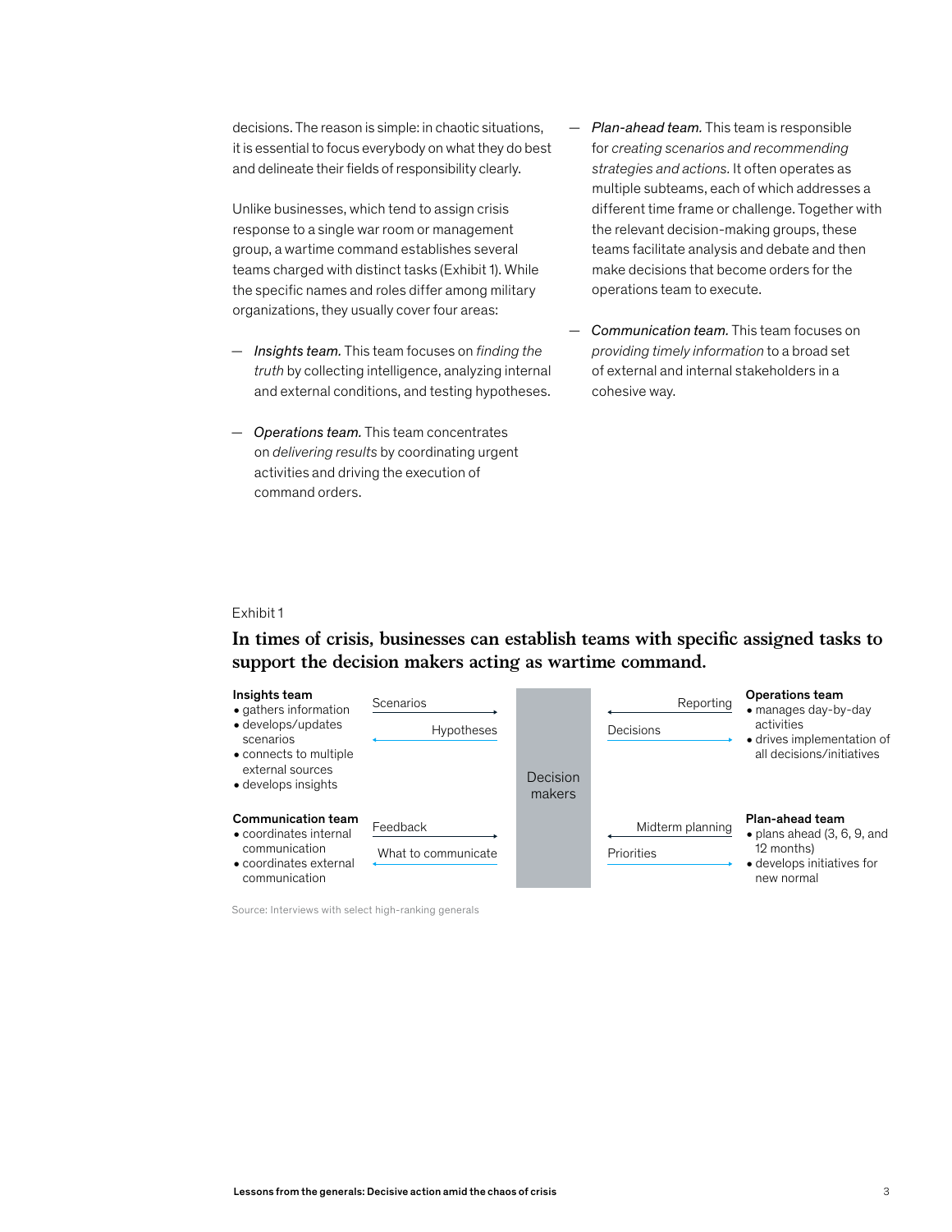decisions. The reason is simple: in chaotic situations, it is essential to focus everybody on what they do best and delineate their fields of responsibility clearly.

Unlike businesses, which tend to assign crisis response to a single war room or management group, a wartime command establishes several teams charged with distinct tasks (Exhibit 1). While the specific names and roles differ among military organizations, they usually cover four areas:

— *Insights team.* This team focuses on *finding the truth* by collecting intelligence, analyzing internal and external conditions, and testing hypotheses.

— *Operations team.* This team concentrates on *delivering results* by coordinating urgent activities and driving the execution of command orders.

— *Plan-ahead team.* This team is responsible for *creating scenarios and recommending strategies and actions.* It often operates as multiple subteams, each of which addresses a different time frame or challenge. Together with the relevant decision-making groups, these teams facilitate analysis and debate and then make decisions that become orders for the operations team to execute.

— *Communication team.* This team focuses on *providing timely information* to a broad set of external and internal stakeholders in a cohesive way.

Exhibit 1

**In times of crisis, businesses can establish teams with specific assigned tasks to support the decision makers acting as wartime command.**

**Insights team**
- gathers information
- develops/updates scenarios
- connects to multiple external sources
- develops insights

Scenarios →
← Hypotheses

**Communication team**
- coordinates internal communication
- coordinates external communication

Feedback →
← What to communicate

**Decision makers**

← Reporting
Decisions →

**Operations team**
- manages day-by-day activities
- drives implementation of all decisions/initiatives

← Midterm planning
Priorities →

**Plan-ahead team**
- plans ahead (3, 6, 9, and 12 months)
- develops initiatives for new normal

Source: Interviews with select high-ranking generals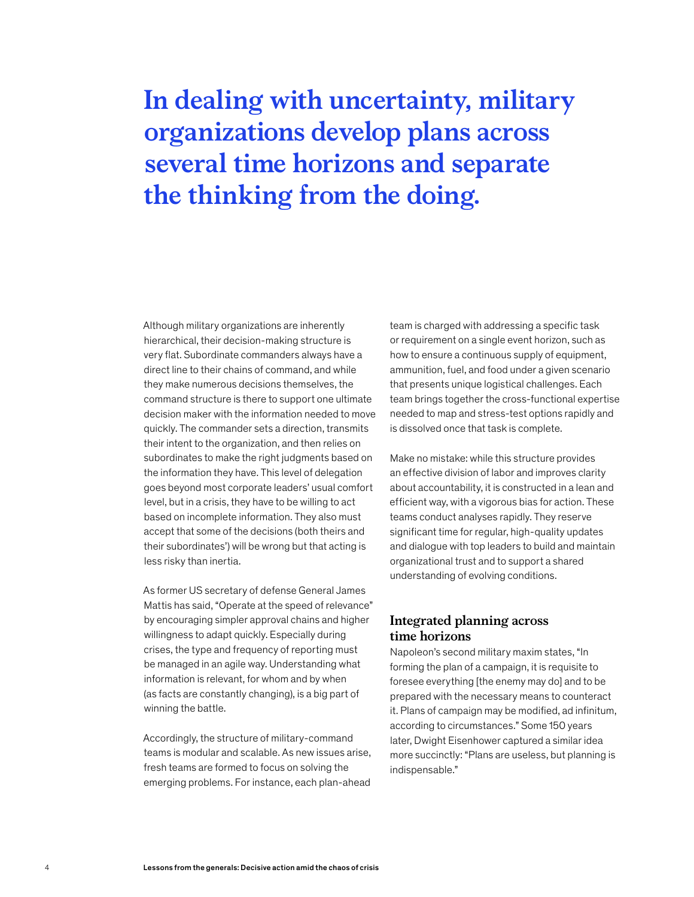# In dealing with uncertainty, military organizations develop plans across several time horizons and separate the thinking from the doing.

Although military organizations are inherently hierarchical, their decision-making structure is very flat. Subordinate commanders always have a direct line to their chains of command, and while they make numerous decisions themselves, the command structure is there to support one ultimate decision maker with the information needed to move quickly. The commander sets a direction, transmits their intent to the organization, and then relies on subordinates to make the right judgments based on the information they have. This level of delegation goes beyond most corporate leaders' usual comfort level, but in a crisis, they have to be willing to act based on incomplete information. They also must accept that some of the decisions (both theirs and their subordinates') will be wrong but that acting is less risky than inertia.

As former US secretary of defense General James Mattis has said, "Operate at the speed of relevance" by encouraging simpler approval chains and higher willingness to adapt quickly. Especially during crises, the type and frequency of reporting must be managed in an agile way. Understanding what information is relevant, for whom and by when (as facts are constantly changing), is a big part of winning the battle.

Accordingly, the structure of military-command teams is modular and scalable. As new issues arise, fresh teams are formed to focus on solving the emerging problems. For instance, each plan-ahead team is charged with addressing a specific task or requirement on a single event horizon, such as how to ensure a continuous supply of equipment, ammunition, fuel, and food under a given scenario that presents unique logistical challenges. Each team brings together the cross-functional expertise needed to map and stress-test options rapidly and is dissolved once that task is complete.

Make no mistake: while this structure provides an effective division of labor and improves clarity about accountability, it is constructed in a lean and efficient way, with a vigorous bias for action. These teams conduct analyses rapidly. They reserve significant time for regular, high-quality updates and dialogue with top leaders to build and maintain organizational trust and to support a shared understanding of evolving conditions.

## Integrated planning across time horizons

Napoleon's second military maxim states, "In forming the plan of a campaign, it is requisite to foresee everything [the enemy may do] and to be prepared with the necessary means to counteract it. Plans of campaign may be modified, ad infinitum, according to circumstances." Some 150 years later, Dwight Eisenhower captured a similar idea more succinctly: "Plans are useless, but planning is indispensable."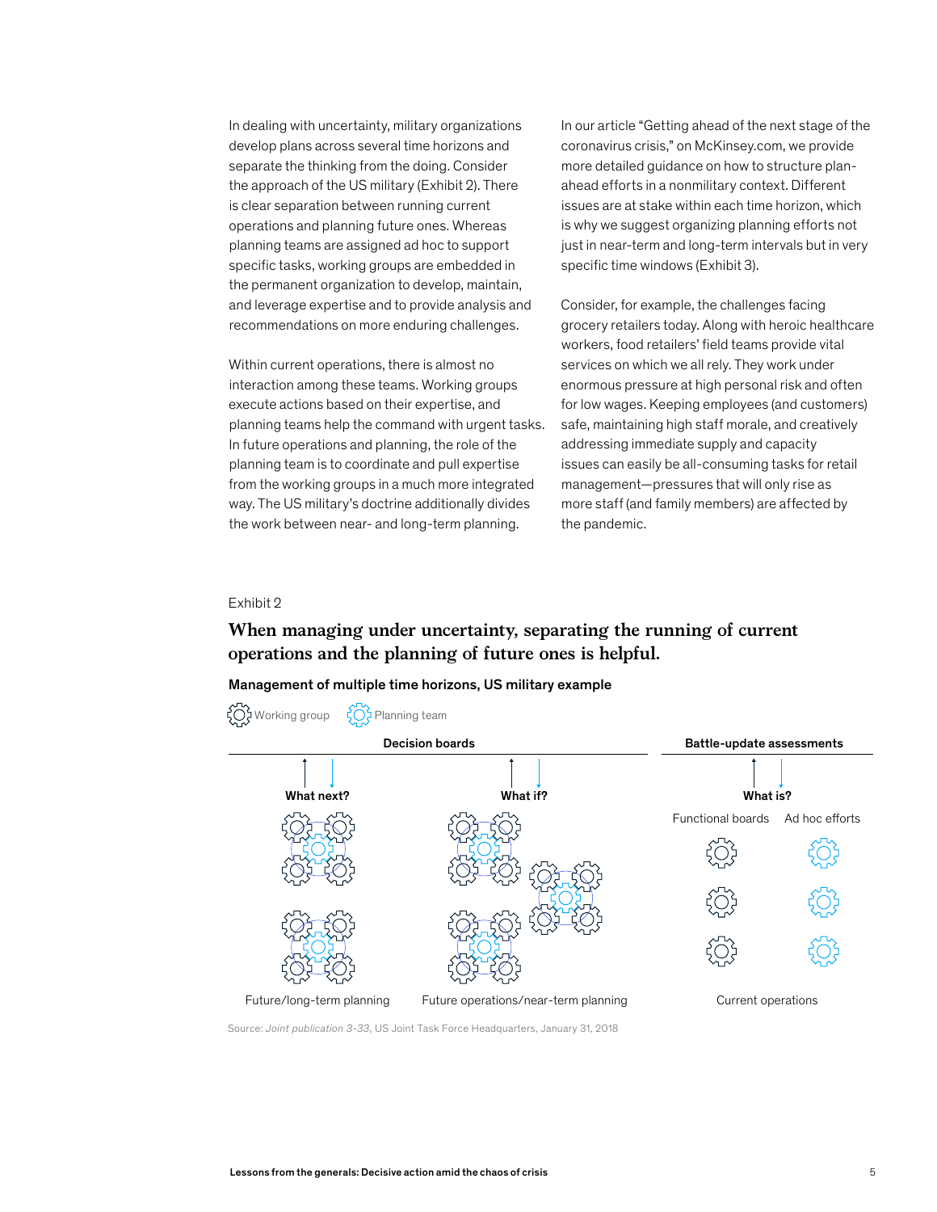In dealing with uncertainty, military organizations develop plans across several time horizons and separate the thinking from the doing. Consider the approach of the US military (Exhibit 2). There is clear separation between running current operations and planning future ones. Whereas planning teams are assigned ad hoc to support specific tasks, working groups are embedded in the permanent organization to develop, maintain, and leverage expertise and to provide analysis and recommendations on more enduring challenges.

Within current operations, there is almost no interaction among these teams. Working groups execute actions based on their expertise, and planning teams help the command with urgent tasks. In future operations and planning, the role of the planning team is to coordinate and pull expertise from the working groups in a much more integrated way. The US military's doctrine additionally divides the work between near- and long-term planning.

In our article "Getting ahead of the next stage of the coronavirus crisis," on McKinsey.com, we provide more detailed guidance on how to structure plan-ahead efforts in a nonmilitary context. Different issues are at stake within each time horizon, which is why we suggest organizing planning efforts not just in near-term and long-term intervals but in very specific time windows (Exhibit 3).

Consider, for example, the challenges facing grocery retailers today. Along with heroic healthcare workers, food retailers' field teams provide vital services on which we all rely. They work under enormous pressure at high personal risk and often for low wages. Keeping employees (and customers) safe, maintaining high staff morale, and creatively addressing immediate supply and capacity issues can easily be all-consuming tasks for retail management—pressures that will only rise as more staff (and family members) are affected by the pandemic.

Exhibit 2

## When managing under uncertainty, separating the running of current operations and the planning of future ones is helpful.

**Management of multiple time horizons, US military example**

Working group | Planning team

**Decision boards** — **What next?** (Future/long-term planning); **What if?** (Future operations/near-term planning)

**Battle-update assessments** — **What is?** (Current operations): Functional boards | Ad hoc efforts

Source: *Joint publication 3-33*, US Joint Task Force Headquarters, January 31, 2018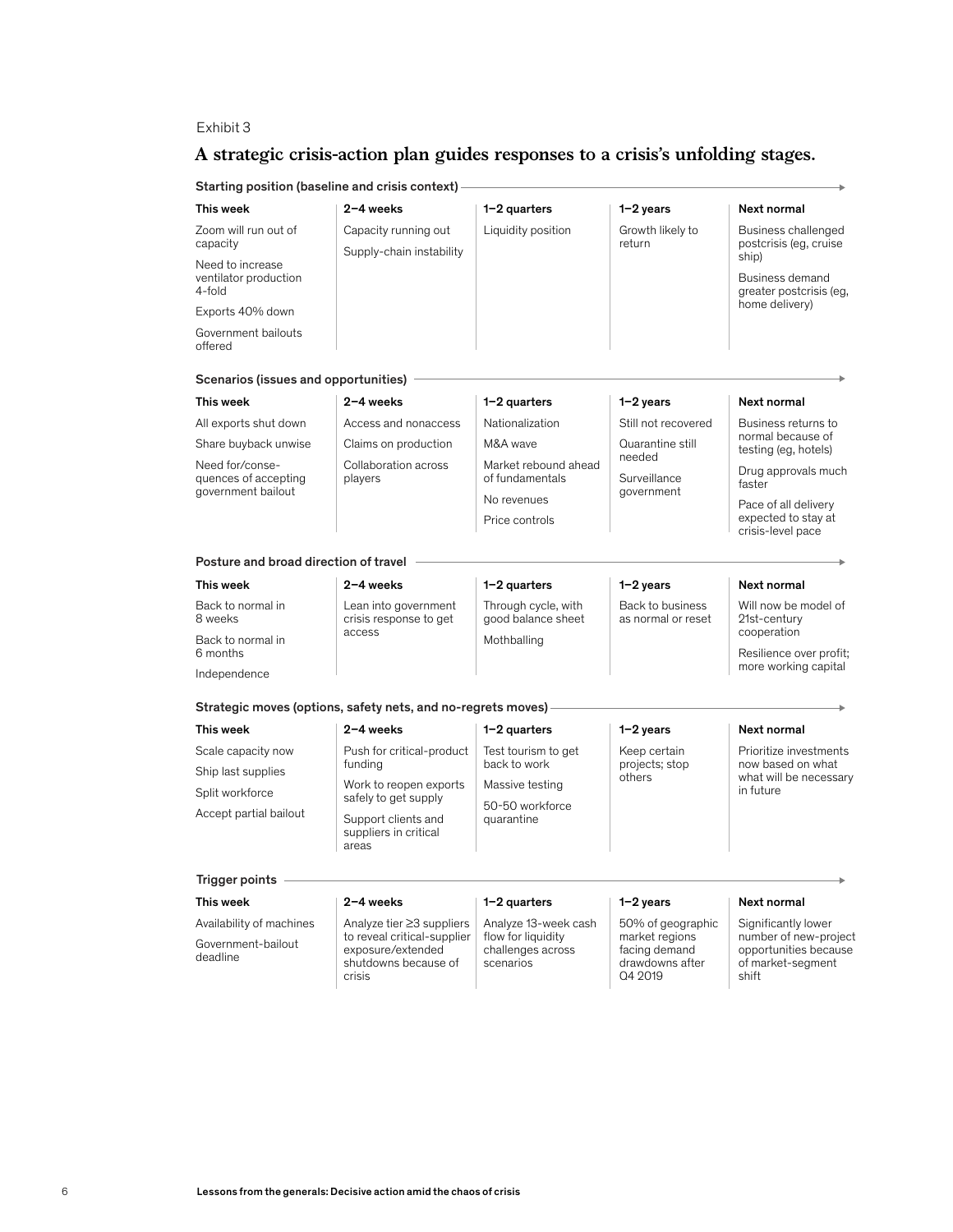Exhibit 3

## A strategic crisis-action plan guides responses to a crisis's unfolding stages.

### Starting position (baseline and crisis context)

| This week | 2–4 weeks | 1–2 quarters | 1–2 years | Next normal |
|---|---|---|---|---|
| Zoom will run out of capacity<br>Need to increase ventilator production 4-fold<br>Exports 40% down<br>Government bailouts offered | Capacity running out<br>Supply-chain instability | Liquidity position | Growth likely to return | Business challenged postcrisis (eg, cruise ship)<br>Business demand greater postcrisis (eg, home delivery) |

### Scenarios (issues and opportunities)

| This week | 2–4 weeks | 1–2 quarters | 1–2 years | Next normal |
|---|---|---|---|---|
| All exports shut down<br>Share buyback unwise<br>Need for/consequences of accepting government bailout | Access and nonaccess<br>Claims on production<br>Collaboration across players | Nationalization<br>M&A wave<br>Market rebound ahead of fundamentals<br>No revenues<br>Price controls | Still not recovered<br>Quarantine still needed<br>Surveillance government | Business returns to normal because of testing (eg, hotels)<br>Drug approvals much faster<br>Pace of all delivery expected to stay at crisis-level pace |

### Posture and broad direction of travel

| This week | 2–4 weeks | 1–2 quarters | 1–2 years | Next normal |
|---|---|---|---|---|
| Back to normal in 8 weeks<br>Back to normal in 6 months<br>Independence | Lean into government crisis response to get access | Through cycle, with good balance sheet<br>Mothballing | Back to business as normal or reset | Will now be model of 21st-century cooperation<br>Resilience over profit; more working capital |

### Strategic moves (options, safety nets, and no-regrets moves)

| This week | 2–4 weeks | 1–2 quarters | 1–2 years | Next normal |
|---|---|---|---|---|
| Scale capacity now<br>Ship last supplies<br>Split workforce<br>Accept partial bailout | Push for critical-product funding<br>Work to reopen exports safely to get supply<br>Support clients and suppliers in critical areas | Test tourism to get back to work<br>Massive testing<br>50-50 workforce quarantine | Keep certain projects; stop others | Prioritize investments now based on what will be necessary in future |

### Trigger points

| This week | 2–4 weeks | 1–2 quarters | 1–2 years | Next normal |
|---|---|---|---|---|
| Availability of machines<br>Government-bailout deadline | Analyze tier ≥3 suppliers to reveal critical-supplier exposure/extended shutdowns because of crisis | Analyze 13-week cash flow for liquidity challenges across scenarios | 50% of geographic market regions facing demand drawdowns after Q4 2019 | Significantly lower number of new-project opportunities because of market-segment shift |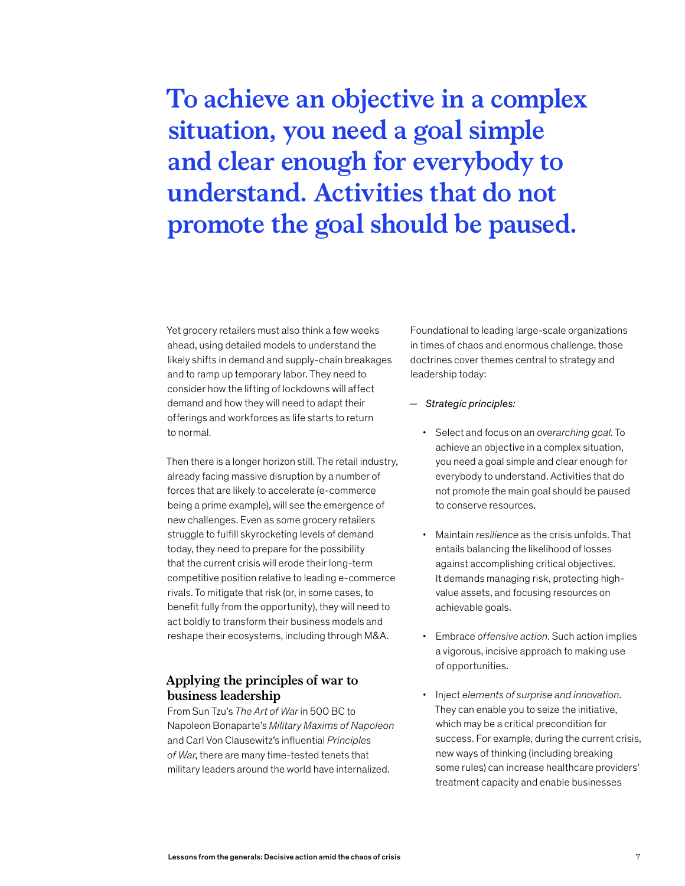**To achieve an objective in a complex situation, you need a goal simple and clear enough for everybody to understand. Activities that do not promote the goal should be paused.**

Yet grocery retailers must also think a few weeks ahead, using detailed models to understand the likely shifts in demand and supply-chain breakages and to ramp up temporary labor. They need to consider how the lifting of lockdowns will affect demand and how they will need to adapt their offerings and workforces as life starts to return to normal.

Then there is a longer horizon still. The retail industry, already facing massive disruption by a number of forces that are likely to accelerate (e-commerce being a prime example), will see the emergence of new challenges. Even as some grocery retailers struggle to fulfill skyrocketing levels of demand today, they need to prepare for the possibility that the current crisis will erode their long-term competitive position relative to leading e-commerce rivals. To mitigate that risk (or, in some cases, to benefit fully from the opportunity), they will need to act boldly to transform their business models and reshape their ecosystems, including through M&A.

### Applying the principles of war to business leadership

From Sun Tzu's *The Art of War* in 500 BC to Napoleon Bonaparte's *Military Maxims of Napoleon* and Carl Von Clausewitz's influential *Principles of War*, there are many time-tested tenets that military leaders around the world have internalized. Foundational to leading large-scale organizations in times of chaos and enormous challenge, those doctrines cover themes central to strategy and leadership today:

— *Strategic principles:*

- Select and focus on an *overarching goal*. To achieve an objective in a complex situation, you need a goal simple and clear enough for everybody to understand. Activities that do not promote the main goal should be paused to conserve resources.

- Maintain *resilience* as the crisis unfolds. That entails balancing the likelihood of losses against accomplishing critical objectives. It demands managing risk, protecting high-value assets, and focusing resources on achievable goals.

- Embrace *offensive action*. Such action implies a vigorous, incisive approach to making use of opportunities.

- Inject *elements of surprise and innovation*. They can enable you to seize the initiative, which may be a critical precondition for success. For example, during the current crisis, new ways of thinking (including breaking some rules) can increase healthcare providers' treatment capacity and enable businesses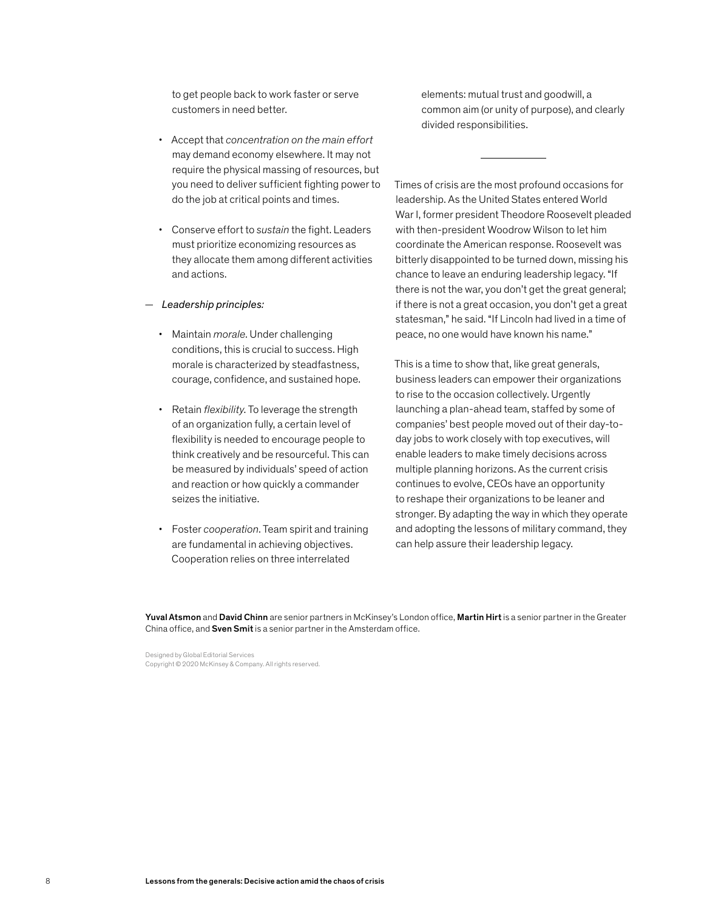to get people back to work faster or serve customers in need better.

- Accept that *concentration on the main effort* may demand economy elsewhere. It may not require the physical massing of resources, but you need to deliver sufficient fighting power to do the job at critical points and times.

- Conserve effort to *sustain* the fight. Leaders must prioritize economizing resources as they allocate them among different activities and actions.

— *Leadership principles:*

- Maintain *morale*. Under challenging conditions, this is crucial to success. High morale is characterized by steadfastness, courage, confidence, and sustained hope.

- Retain *flexibility*. To leverage the strength of an organization fully, a certain level of flexibility is needed to encourage people to think creatively and be resourceful. This can be measured by individuals' speed of action and reaction or how quickly a commander seizes the initiative.

- Foster *cooperation*. Team spirit and training are fundamental in achieving objectives. Cooperation relies on three interrelated elements: mutual trust and goodwill, a common aim (or unity of purpose), and clearly divided responsibilities.

---

Times of crisis are the most profound occasions for leadership. As the United States entered World War I, former president Theodore Roosevelt pleaded with then-president Woodrow Wilson to let him coordinate the American response. Roosevelt was bitterly disappointed to be turned down, missing his chance to leave an enduring leadership legacy. "If there is not the war, you don't get the great general; if there is not a great occasion, you don't get a great statesman," he said. "If Lincoln had lived in a time of peace, no one would have known his name."

This is a time to show that, like great generals, business leaders can empower their organizations to rise to the occasion collectively. Urgently launching a plan-ahead team, staffed by some of companies' best people moved out of their day-to-day jobs to work closely with top executives, will enable leaders to make timely decisions across multiple planning horizons. As the current crisis continues to evolve, CEOs have an opportunity to reshape their organizations to be leaner and stronger. By adapting the way in which they operate and adopting the lessons of military command, they can help assure their leadership legacy.

**Yuval Atsmon** and **David Chinn** are senior partners in McKinsey's London office, **Martin Hirt** is a senior partner in the Greater China office, and **Sven Smit** is a senior partner in the Amsterdam office.

Designed by Global Editorial Services
Copyright © 2020 McKinsey & Company. All rights reserved.